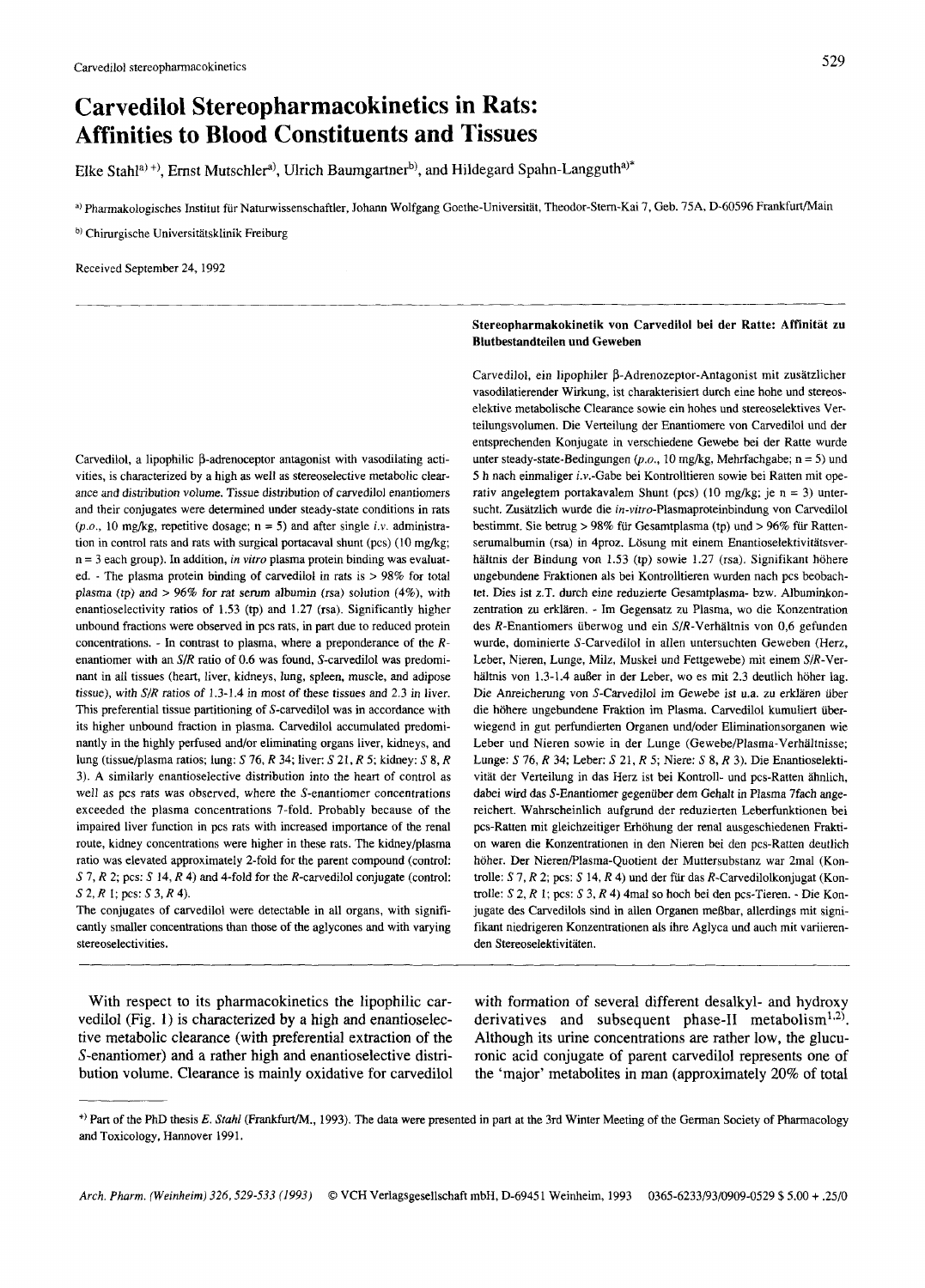# Carvedilol Stereopharmacokinetics in Rats: Affinities to Blood Constituents and Tissues

Elke Stahl[a)+)], Ernst Mutschler[a)], Ulrich Baumgartner[b)], and Hildegard Spahn-Langguth[a)*]

[a)] Pharmakologisches Institut für Naturwissenschaftler, Johann Wolfgang Goethe-Universität, Theodor-Stern-Kai 7, Geb. 75A, D-60596 Frankfurt/Main

[b)] Chirurgische Universitätsklinik Freiburg

Received September 24, 1992

Carvedilol, a lipophilic β-adrenoceptor antagonist with vasodilating activities, is characterized by a high as well as stereoselective metabolic clearance and distribution volume. Tissue distribution of carvedilol enantiomers and their conjugates were determined under steady-state conditions in rats (*p.o.*, 10 mg/kg, repetitive dosage; n = 5) and after single *i.v.* administration in control rats and rats with surgical portacaval shunt (pcs) (10 mg/kg; n = 3 each group). In addition, *in vitro* plasma protein binding was evaluated. - The plasma protein binding of carvedilol in rats is > 98% for total plasma (tp) and > 96% for rat serum albumin (rsa) solution (4%), with enantioselectivity ratios of 1.53 (tp) and 1.27 (rsa). Significantly higher unbound fractions were observed in pcs rats, in part due to reduced protein concentrations. - In contrast to plasma, where a preponderance of the *R*-enantiomer with an *S/R* ratio of 0.6 was found, *S*-carvedilol was predominant in all tissues (heart, liver, kidneys, lung, spleen, muscle, and adipose tissue), with *S/R* ratios of 1.3-1.4 in most of these tissues and 2.3 in liver. This preferential tissue partitioning of *S*-carvedilol was in accordance with its higher unbound fraction in plasma. Carvedilol accumulated predominantly in the highly perfused and/or eliminating organs liver, kidneys, and lung (tissue/plasma ratios; lung: *S* 76, *R* 34; liver: *S* 21, *R* 5; kidney: *S* 8, *R* 3). A similarly enantioselective distribution into the heart of control as well as pcs rats was observed, where the *S*-enantiomer concentrations exceeded the plasma concentrations 7-fold. Probably because of the impaired liver function in pcs rats with increased importance of the renal route, kidney concentrations were higher in these rats. The kidney/plasma ratio was elevated approximately 2-fold for the parent compound (control: *S* 7, *R* 2; pcs: *S* 14, *R* 4) and 4-fold for the *R*-carvedilol conjugate (control: *S* 2, *R* 1; pcs: *S* 3, *R* 4).

The conjugates of carvedilol were detectable in all organs, with significantly smaller concentrations than those of the aglycones and with varying stereoselectivities.

**Stereopharmakokinetik von Carvedilol bei der Ratte: Affinität zu Blutbestandteilen und Geweben**

Carvedilol, ein lipophiler β-Adrenozeptor-Antagonist mit zusätzlicher vasodilatierender Wirkung, ist charakterisiert durch eine hohe und stereoselektive metabolische Clearance sowie ein hohes und stereoselektives Verteilungsvolumen. Die Verteilung der Enantiomere von Carvedilol und der entsprechenden Konjugate in verschiedene Gewebe bei der Ratte wurde unter steady-state-Bedingungen (*p.o.*, 10 mg/kg, Mehrfachgabe; n = 5) und 5 h nach einmaliger *i.v.*-Gabe bei Kontrolltieren sowie bei Ratten mit operativ angelegtem portakavalem Shunt (pcs) (10 mg/kg; je n = 3) untersucht. Zusätzlich wurde die *in-vitro*-Plasmaproteinbindung von Carvedilol bestimmt. Sie betrug > 98% für Gesamtplasma (tp) und > 96% für Rattenserumalbumin (rsa) in 4proz. Lösung mit einem Enantioselektivitätsverhältnis der Bindung von 1.53 (tp) sowie 1.27 (rsa). Signifikant höhere ungebundene Fraktionen als bei Kontrolltieren wurden nach pcs beobachtet. Dies ist z.T. durch eine reduzierte Gesamtplasma- bzw. Albuminkonzentration zu erklären. - Im Gegensatz zu Plasma, wo die Konzentration des *R*-Enantiomers überwog und ein *S/R*-Verhältnis von 0,6 gefunden wurde, dominierte *S*-Carvedilol in allen untersuchten Geweben (Herz, Leber, Nieren, Lunge, Milz, Muskel und Fettgewebe) mit einem *S/R*-Verhältnis von 1.3-1.4 außer in der Leber, wo es mit 2.3 deutlich höher lag. Die Anreicherung von *S*-Carvedilol im Gewebe ist u.a. zu erklären über die höhere ungebundene Fraktion im Plasma. Carvedilol kumuliert überwiegend in gut perfundierten Organen und/oder Eliminationsorganen wie Leber und Nieren sowie in der Lunge (Gewebe/Plasma-Verhältnisse; Lunge: *S* 76, *R* 34; Leber: *S* 21, *R* 5; Niere: *S* 8, *R* 3). Die Enantioselektivität der Verteilung in das Herz ist bei Kontroll- und pcs-Ratten ähnlich, dabei wird das *S*-Enantiomer gegenüber dem Gehalt in Plasma 7fach angereichert. Wahrscheinlich aufgrund der reduzierten Leberfunktionen bei pcs-Ratten mit gleichzeitiger Erhöhung der renal ausgeschiedenen Fraktion waren die Konzentrationen in den Nieren bei den pcs-Ratten deutlich höher. Der Nieren/Plasma-Quotient der Muttersubstanz war 2mal (Kontrolle: *S* 7, *R* 2; pcs: *S* 14, *R* 4) und der für das *R*-Carvedilolkonjugat (Kontrolle: *S* 2, *R* 1; pcs: *S* 3, *R* 4) 4mal so hoch bei den pcs-Tieren. - Die Konjugate des Carvedilols sind in allen Organen meßbar, allerdings mit signifikant niedrigeren Konzentrationen als ihre Aglyca und auch mit variierenden Stereoselektivitäten.

With respect to its pharmacokinetics the lipophilic carvedilol (Fig. 1) is characterized by a high and enantioselective metabolic clearance (with preferential extraction of the *S*-enantiomer) and a rather high and enantioselective distribution volume. Clearance is mainly oxidative for carvedilol with formation of several different desalkyl- and hydroxy derivatives and subsequent phase-II metabolism[1,2]. Although its urine concentrations are rather low, the glucuronic acid conjugate of parent carvedilol represents one of the 'major' metabolites in man (approximately 20% of total

---

[+)] Part of the PhD thesis *E. Stahl* (Frankfurt/M., 1993). The data were presented in part at the 3rd Winter Meeting of the German Society of Pharmacology and Toxicology, Hannover 1991.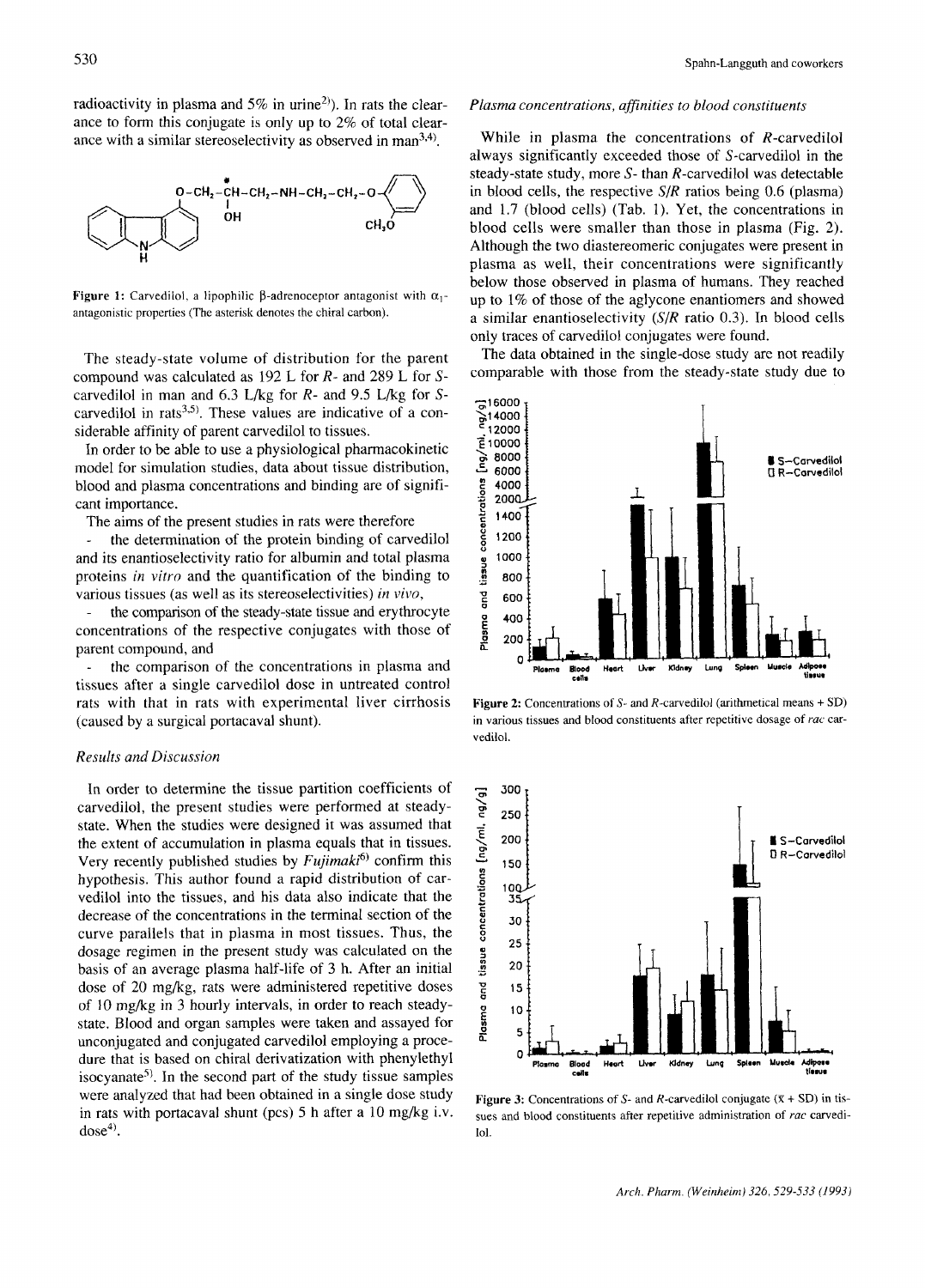radioactivity in plasma and 5% in urine[2]). In rats the clearance to form this conjugate is only up to 2% of total clearance with a similar stereoselectivity as observed in man[3,4]).

Figure 1: Carvedilol, a lipophilic β-adrenoceptor antagonist with $\alpha_1$-antagonistic properties (The asterisk denotes the chiral carbon).

The steady-state volume of distribution for the parent compound was calculated as 192 L for *R*- and 289 L for *S*-carvedilol in man and 6.3 L/kg for *R*- and 9.5 L/kg for *S*-carvedilol in rats[3,5]). These values are indicative of a considerable affinity of parent carvedilol to tissues.

In order to be able to use a physiological pharmacokinetic model for simulation studies, data about tissue distribution, blood and plasma concentrations and binding are of significant importance.

The aims of the present studies in rats were therefore

- the determination of the protein binding of carvedilol and its enantioselectivity ratio for albumin and total plasma proteins *in vitro* and the quantification of the binding to various tissues (as well as its stereoselectivities) *in vivo*,
- the comparison of the steady-state tissue and erythrocyte concentrations of the respective conjugates with those of parent compound, and
- the comparison of the concentrations in plasma and tissues after a single carvedilol dose in untreated control rats with that in rats with experimental liver cirrhosis (caused by a surgical portacaval shunt).

## Results and Discussion

In order to determine the tissue partition coefficients of carvedilol, the present studies were performed at steady-state. When the studies were designed it was assumed that the extent of accumulation in plasma equals that in tissues. Very recently published studies by *Fujimaki*[6]) confirm this hypothesis. This author found a rapid distribution of carvedilol into the tissues, and his data also indicate that the decrease of the concentrations in the terminal section of the curve parallels that in plasma in most tissues. Thus, the dosage regimen in the present study was calculated on the basis of an average plasma half-life of 3 h. After an initial dose of 20 mg/kg, rats were administered repetitive doses of 10 mg/kg in 3 hourly intervals, in order to reach steady-state. Blood and organ samples were taken and assayed for unconjugated and conjugated carvedilol employing a procedure that is based on chiral derivatization with phenylethyl isocyanate[5]). In the second part of the study tissue samples were analyzed that had been obtained in a single dose study in rats with portacaval shunt (pcs) 5 h after a 10 mg/kg i.v. dose[4]).

### Plasma concentrations, affinities to blood constituents

While in plasma the concentrations of *R*-carvedilol always significantly exceeded those of *S*-carvedilol in the steady-state study, more *S*- than *R*-carvedilol was detectable in blood cells, the respective *S/R* ratios being 0.6 (plasma) and 1.7 (blood cells) (Tab. 1). Yet, the concentrations in blood cells were smaller than those in plasma (Fig. 2). Although the two diastereomeric conjugates were present in plasma as well, their concentrations were significantly below those observed in plasma of humans. They reached up to 1% of those of the aglycone enantiomers and showed a similar enantioselectivity (*S/R* ratio 0.3). In blood cells only traces of carvedilol conjugates were found.

The data obtained in the single-dose study are not readily comparable with those from the steady-state study due to

Figure 2: Concentrations of *S*- and *R*-carvedilol (arithmetical means + SD) in various tissues and blood constituents after repetitive dosage of *rac* carvedilol.

Figure 3: Concentrations of *S*- and *R*-carvedilol conjugate ($\bar{x}$ + SD) in tissues and blood constituents after repetitive administration of *rac* carvedilol.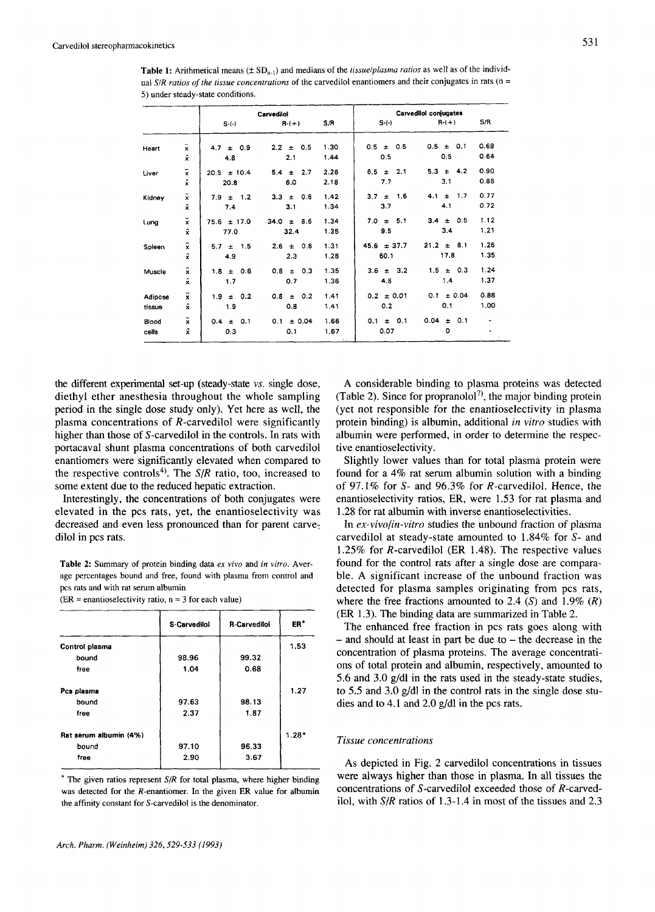**Table 1:** Arithmetical means (± $SD_{n-1}$) and medians of the *tissue/plasma ratios* as well as of the individual *S/R ratios of the tissue concentrations* of the carvedilol enantiomers and their conjugates in rats (n = 5) under steady-state conditions.

| | | Carvedilol | | | Carvedilol conjugates | | |
|---|---|---|---|---|---|---|---|
| | | S-(-) | R-(+) | S/R | S-(-) | R-(+) | S/R |
| Heart | $\bar{x}$ | 4.7 ± 0.9 | 2.2 ± 0.5 | 1.30 | 0.5 ± 0.5 | 0.5 ± 0.1 | 0.69 |
| | $\tilde{x}$ | 4.8 | 2.1 | 1.44 | 0.5 | 0.5 | 0.64 |
| Liver | $\bar{x}$ | 20.5 ± 10.4 | 5.4 ± 2.7 | 2.26 | 6.5 ± 2.1 | 5.3 ± 4.2 | 0.90 |
| | $\tilde{x}$ | 20.8 | 6.0 | 2.18 | 7.7 | 3.1 | 0.88 |
| Kidney | $\bar{x}$ | 7.9 ± 1.2 | 3.3 ± 0.6 | 1.42 | 3.7 ± 1.6 | 4.1 ± 1.7 | 0.77 |
| | $\tilde{x}$ | 7.4 | 3.1 | 1.34 | 3.7 | 4.1 | 0.72 |
| Lung | $\bar{x}$ | 75.6 ± 17.0 | 34.0 ± 8.6 | 1.34 | 7.0 ± 5.1 | 3.4 ± 0.5 | 1.12 |
| | $\tilde{x}$ | 77.0 | 32.4 | 1.35 | 9.5 | 3.4 | 1.21 |
| Spleen | $\bar{x}$ | 5.7 ± 1.5 | 2.6 ± 0.6 | 1.31 | 45.6 ± 37.7 | 21.2 ± 8.1 | 1.26 |
| | $\tilde{x}$ | 4.9 | 2.3 | 1.28 | 60.1 | 17.8 | 1.35 |
| Muscle | $\bar{x}$ | 1.8 ± 0.6 | 0.8 ± 0.3 | 1.35 | 3.6 ± 3.2 | 1.5 ± 0.3 | 1.24 |
| | $\tilde{x}$ | 1.7 | 0.7 | 1.36 | 4.8 | 1.4 | 1.37 |
| Adipose tissue | $\bar{x}$ | 1.9 ± 0.2 | 0.8 ± 0.2 | 1.41 | 0.2 ± 0.01 | 0.1 ± 0.04 | 0.88 |
| | $\tilde{x}$ | 1.9 | 0.8 | 1.41 | 0.2 | 0.1 | 1.00 |
| Blood cells | $\bar{x}$ | 0.4 ± 0.1 | 0.1 ± 0.04 | 1.66 | 0.1 ± 0.1 | 0.04 ± 0.1 | - |
| | $\tilde{x}$ | 0.3 | 0.1 | 1.67 | 0.07 | 0 | - |

the different experimental set-up (steady-state *vs.* single dose, diethyl ether anesthesia throughout the whole sampling period in the single dose study only). Yet here as well, the plasma concentrations of *R*-carvedilol were significantly higher than those of *S*-carvedilol in the controls. In rats with portacaval shunt plasma concentrations of both carvedilol enantiomers were significantly elevated when compared to the respective controls[4]. The *S/R* ratio, too, increased to some extent due to the reduced hepatic extraction.

Interestingly, the concentrations of both conjugates were elevated in the pcs rats, yet, the enantioselectivity was decreased and even less pronounced than for parent carvedilol in pcs rats.

**Table 2:** Summary of protein binding data *ex vivo* and *in vitro*. Average percentages bound and free, found with plasma from control and pcs rats and with rat serum albumin
(ER = enantioselectivity ratio, n = 3 for each value)

| | S-Carvedilol | R-Carvedilol | ER* |
|---|---|---|---|
| **Control plasma** | | | 1.53 |
| bound | 98.96 | 99.32 | |
| free | 1.04 | 0.68 | |
| **Pcs plasma** | | | 1.27 |
| bound | 97.63 | 98.13 | |
| free | 2.37 | 1.87 | |
| **Rat serum albumin (4%)** | | | 1.28* |
| bound | 97.10 | 96.33 | |
| free | 2.90 | 3.67 | |

\* The given ratios represent *S/R* for total plasma, where higher binding was detected for the *R*-enantiomer. In the given ER value for albumin the affinity constant for *S*-carvedilol is the denominator.

A considerable binding to plasma proteins was detected (Table 2). Since for propranolol[7], the major binding protein (yet not responsible for the enantioselectivity in plasma protein binding) is albumin, additional *in vitro* studies with albumin were performed, in order to determine the respective enantioselectivity.

Slightly lower values than for total plasma protein were found for a 4% rat serum albumin solution with a binding of 97.1% for *S*- and 96.3% for *R*-carvedilol. Hence, the enantioselectivity ratios, ER, were 1.53 for rat plasma and 1.28 for rat albumin with inverse enantioselectivities.

In *ex-vivo/in-vitro* studies the unbound fraction of plasma carvedilol at steady-state amounted to 1.84% for *S*- and 1.25% for *R*-carvedilol (ER 1.48). The respective values found for the control rats after a single dose are comparable. A significant increase of the unbound fraction was detected for plasma samples originating from pcs rats, where the free fractions amounted to 2.4 (*S*) and 1.9% (*R*) (ER 1.3). The binding data are summarized in Table 2.

The enhanced free fraction in pcs rats goes along with – and should at least in part be due to – the decrease in the concentration of plasma proteins. The average concentrations of total protein and albumin, respectively, amounted to 5.6 and 3.0 g/dl in the rats used in the steady-state studies, to 5.5 and 3.0 g/dl in the control rats in the single dose studies and to 4.1 and 2.0 g/dl in the pcs rats.

### Tissue concentrations

As depicted in Fig. 2 carvedilol concentrations in tissues were always higher than those in plasma. In all tissues the concentrations of *S*-carvedilol exceeded those of *R*-carvedilol, with *S/R* ratios of 1.3-1.4 in most of the tissues and 2.3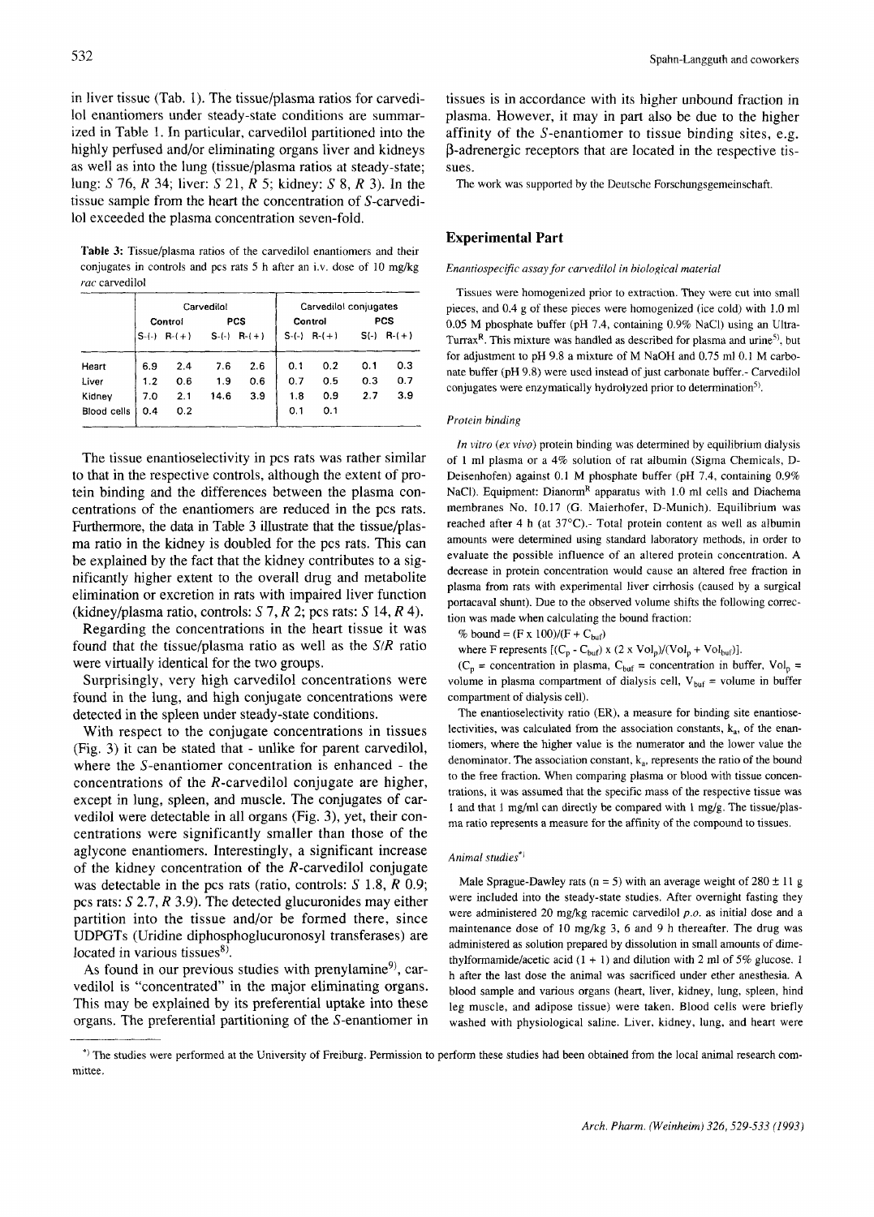in liver tissue (Tab. 1). The tissue/plasma ratios for carvedilol enantiomers under steady-state conditions are summarized in Table 1. In particular, carvedilol partitioned into the highly perfused and/or eliminating organs liver and kidneys as well as into the lung (tissue/plasma ratios at steady-state; lung: *S* 76, *R* 34; liver: *S* 21, *R* 5; kidney: *S* 8, *R* 3). In the tissue sample from the heart the concentration of *S*-carvedilol exceeded the plasma concentration seven-fold.

**Table 3:** Tissue/plasma ratios of the carvedilol enantiomers and their conjugates in controls and pcs rats 5 h after an i.v. dose of 10 mg/kg *rac* carvedilol

| | Carvedilol | | | | Carvedilol conjugates | | | |
|---|---|---|---|---|---|---|---|---|
| | Control | | PCS | | Control | | PCS | |
| | S-(-) | R-(+) | S-(-) | R-(+) | S-(-) | R-(+) | S(-) | R-(+) |
| Heart | 6.9 | 2.4 | 7.6 | 2.6 | 0.1 | 0.2 | 0.1 | 0.3 |
| Liver | 1.2 | 0.6 | 1.9 | 0.6 | 0.7 | 0.5 | 0.3 | 0.7 |
| Kidney | 7.0 | 2.1 | 14.6 | 3.9 | 1.8 | 0.9 | 2.7 | 3.9 |
| Blood cells | 0.4 | 0.2 | | | 0.1 | 0.1 | | |

The tissue enantioselectivity in pcs rats was rather similar to that in the respective controls, although the extent of protein binding and the differences between the plasma concentrations of the enantiomers are reduced in the pcs rats. Furthermore, the data in Table 3 illustrate that the tissue/plasma ratio in the kidney is doubled for the pcs rats. This can be explained by the fact that the kidney contributes to a significantly higher extent to the overall drug and metabolite elimination or excretion in rats with impaired liver function (kidney/plasma ratio, controls: *S* 7, *R* 2; pcs rats: *S* 14, *R* 4).

Regarding the concentrations in the heart tissue it was found that the tissue/plasma ratio as well as the *S/R* ratio were virtually identical for the two groups.

Surprisingly, very high carvedilol concentrations were found in the lung, and high conjugate concentrations were detected in the spleen under steady-state conditions.

With respect to the conjugate concentrations in tissues (Fig. 3) it can be stated that - unlike for parent carvedilol, where the *S*-enantiomer concentration is enhanced - the concentrations of the *R*-carvedilol conjugate are higher, except in lung, spleen, and muscle. The conjugates of carvedilol were detectable in all organs (Fig. 3), yet, their concentrations were significantly smaller than those of the aglycone enantiomers. Interestingly, a significant increase of the kidney concentration of the *R*-carvedilol conjugate was detectable in the pcs rats (ratio, controls: *S* 1.8, *R* 0.9; pcs rats: *S* 2.7, *R* 3.9). The detected glucuronides may either partition into the tissue and/or be formed there, since UDPGTs (Uridine diphosphoglucuronosyl transferases) are located in various tissues[8].

As found in our previous studies with prenylamine[9], carvedilol is "concentrated" in the major eliminating organs. This may be explained by its preferential uptake into these organs. The preferential partitioning of the *S*-enantiomer in tissues is in accordance with its higher unbound fraction in plasma. However, it may in part also be due to the higher affinity of the *S*-enantiomer to tissue binding sites, e.g. β-adrenergic receptors that are located in the respective tissues.

The work was supported by the Deutsche Forschungsgemeinschaft.

## Experimental Part

### *Enantiospecific assay for carvedilol in biological material*

Tissues were homogenized prior to extraction. They were cut into small pieces, and 0.4 g of these pieces were homogenized (ice cold) with 1.0 ml 0.05 M phosphate buffer (pH 7.4, containing 0.9% NaCl) using an Ultra-Turrax®. This mixture was handled as described for plasma and urine[5], but for adjustment to pH 9.8 a mixture of M NaOH and 0.75 ml 0.1 M carbonate buffer (pH 9.8) were used instead of just carbonate buffer.- Carvedilol conjugates were enzymatically hydrolyzed prior to determination[5].

### *Protein binding*

*In vitro (ex vivo)* protein binding was determined by equilibrium dialysis of 1 ml plasma or a 4% solution of rat albumin (Sigma Chemicals, D-Deisenhofen) against 0.1 M phosphate buffer (pH 7.4, containing 0.9% NaCl). Equipment: Dianorm® apparatus with 1.0 ml cells and Diachema membranes No. 10.17 (G. Maierhofer, D-Munich). Equilibrium was reached after 4 h (at 37°C).- Total protein content as well as albumin amounts were determined using standard laboratory methods, in order to evaluate the possible influence of an altered protein concentration. A decrease in protein concentration would cause an altered free fraction in plasma from rats with experimental liver cirrhosis (caused by a surgical portacaval shunt). Due to the observed volume shifts the following correction was made when calculating the bound fraction:

$$\% \text{ bound} = (F \times 100)/(F + C_{buf})$$

where F represents $[(C_p - C_{buf}) \times (2 \times Vol_p)/(Vol_p + Vol_{buf})]$.

($C_p$ = concentration in plasma, $C_{buf}$ = concentration in buffer, $Vol_p$ = volume in plasma compartment of dialysis cell, $V_{buf}$ = volume in buffer compartment of dialysis cell).

The enantioselectivity ratio (ER), a measure for binding site enantioselectivities, was calculated from the association constants, $k_a$, of the enantiomers, where the higher value is the numerator and the lower value the denominator. The association constant, $k_a$, represents the ratio of the bound to the free fraction. When comparing plasma or blood with tissue concentrations, it was assumed that the specific mass of the respective tissue was 1 and that 1 mg/ml can directly be compared with 1 mg/g. The tissue/plasma ratio represents a measure for the affinity of the compound to tissues.

### *Animal studies*[*]

Male Sprague-Dawley rats (n = 5) with an average weight of 280 ± 11 g were included into the steady-state studies. After overnight fasting they were administered 20 mg/kg racemic carvedilol *p.o.* as initial dose and a maintenance dose of 10 mg/kg 3, 6 and 9 h thereafter. The drug was administered as solution prepared by dissolution in small amounts of dimethylformamide/acetic acid (1 + 1) and dilution with 2 ml of 5% glucose. 1 h after the last dose the animal was sacrificed under ether anesthesia. A blood sample and various organs (heart, liver, kidney, lung, spleen, hind leg muscle, and adipose tissue) were taken. Blood cells were briefly washed with physiological saline. Liver, kidney, lung, and heart were

[*] The studies were performed at the University of Freiburg. Permission to perform these studies had been obtained from the local animal research committee.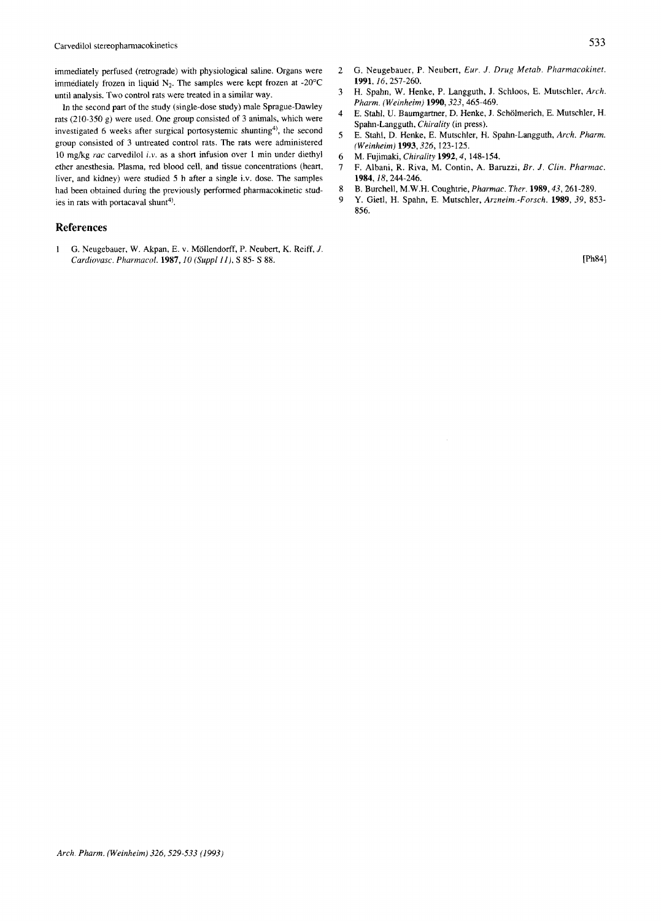immediately perfused (retrograde) with physiological saline. Organs were immediately frozen in liquid $N_2$. The samples were kept frozen at -20°C until analysis. Two control rats were treated in a similar way.

In the second part of the study (single-dose study) male Sprague-Dawley rats (210-350 g) were used. One group consisted of 3 animals, which were investigated 6 weeks after surgical portosystemic shunting[4], the second group consisted of 3 untreated control rats. The rats were administered 10 mg/kg *rac* carvedilol *i.v.* as a short infusion over 1 min under diethyl ether anesthesia. Plasma, red blood cell, and tissue concentrations (heart, liver, and kidney) were studied 5 h after a single i.v. dose. The samples had been obtained during the previously performed pharmacokinetic studies in rats with portacaval shunt[4].

## References

1. G. Neugebauer, W. Akpan, E. v. Möllendorff, P. Neubert, K. Reiff, *J. Cardiovasc. Pharmacol.* **1987**, *10 (Suppl 11)*, S 85- S 88.
2. G. Neugebauer, P. Neubert, *Eur. J. Drug Metab. Pharmacokinet.* **1991**, *16*, 257-260.
3. H. Spahn, W. Henke, P. Langguth, J. Schloos, E. Mutschler, *Arch. Pharm. (Weinheim)* **1990**, *323*, 465-469.
4. E. Stahl, U. Baumgartner, D. Henke, J. Schölmerich, E. Mutschler, H. Spahn-Langguth, *Chirality* (in press).
5. E. Stahl, D. Henke, E. Mutschler, H. Spahn-Langguth, *Arch. Pharm. (Weinheim)* **1993**, *326*, 123-125.
6. M. Fujimaki, *Chirality* **1992**, *4*, 148-154.
7. F. Albani, R. Riva, M. Contin, A. Baruzzi, *Br. J. Clin. Pharmac.* **1984**, *18*, 244-246.
8. B. Burchell, M.W.H. Coughtrie, *Pharmac. Ther.* **1989**, *43*, 261-289.
9. Y. Gietl, H. Spahn, E. Mutschler, *Arzneim.-Forsch.* **1989**, *39*, 853-856.

[Ph84]